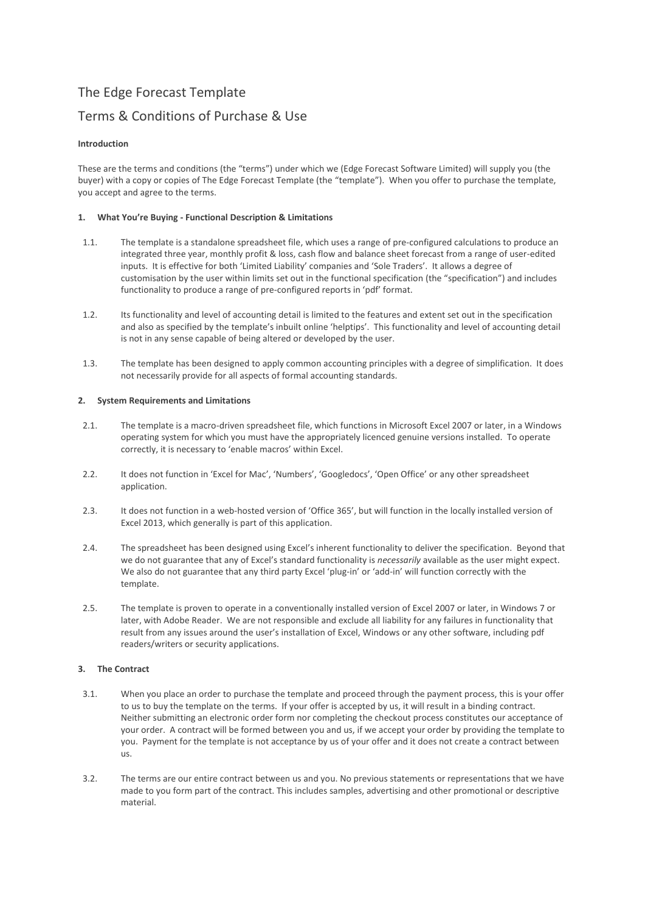# The Edge Forecast Template

## Terms & Conditions of Purchase & Use

**Introduction**

These are the terms and conditions (the "terms") under which we (Edge Forecast Software Limited) will supply you (the buyer) with a copy or copies of The Edge Forecast Template (the "template"). When you offer to purchase the template, you accept and agree to the terms.

**1. What You're Buying - Functional Description & Limitations**

1.1. The template is a standalone spreadsheet file, which uses a range of pre-configured calculations to produce an integrated three year, monthly profit & loss, cash flow and balance sheet forecast from a range of user-edited inputs. It is effective for both 'Limited Liability' companies and 'Sole Traders'. It allows a degree of customisation by the user within limits set out in the functional specification (the "specification") and includes functionality to produce a range of pre-configured reports in 'pdf' format.

1.2. Its functionality and level of accounting detail is limited to the features and extent set out in the specification and also as specified by the template's inbuilt online 'helptips'. This functionality and level of accounting detail is not in any sense capable of being altered or developed by the user.

1.3. The template has been designed to apply common accounting principles with a degree of simplification. It does not necessarily provide for all aspects of formal accounting standards.

**2. System Requirements and Limitations**

2.1. The template is a macro-driven spreadsheet file, which functions in Microsoft Excel 2007 or later, in a Windows operating system for which you must have the appropriately licenced genuine versions installed. To operate correctly, it is necessary to 'enable macros' within Excel.

2.2. It does not function in 'Excel for Mac', 'Numbers', 'Googledocs', 'Open Office' or any other spreadsheet application.

2.3. It does not function in a web-hosted version of 'Office 365', but will function in the locally installed version of Excel 2013, which generally is part of this application.

2.4. The spreadsheet has been designed using Excel's inherent functionality to deliver the specification. Beyond that we do not guarantee that any of Excel's standard functionality is *necessarily* available as the user might expect. We also do not guarantee that any third party Excel 'plug-in' or 'add-in' will function correctly with the template.

2.5. The template is proven to operate in a conventionally installed version of Excel 2007 or later, in Windows 7 or later, with Adobe Reader. We are not responsible and exclude all liability for any failures in functionality that result from any issues around the user's installation of Excel, Windows or any other software, including pdf readers/writers or security applications.

**3. The Contract**

3.1. When you place an order to purchase the template and proceed through the payment process, this is your offer to us to buy the template on the terms. If your offer is accepted by us, it will result in a binding contract. Neither submitting an electronic order form nor completing the checkout process constitutes our acceptance of your order. A contract will be formed between you and us, if we accept your order by providing the template to you. Payment for the template is not acceptance by us of your offer and it does not create a contract between us.

3.2. The terms are our entire contract between us and you. No previous statements or representations that we have made to you form part of the contract. This includes samples, advertising and other promotional or descriptive material.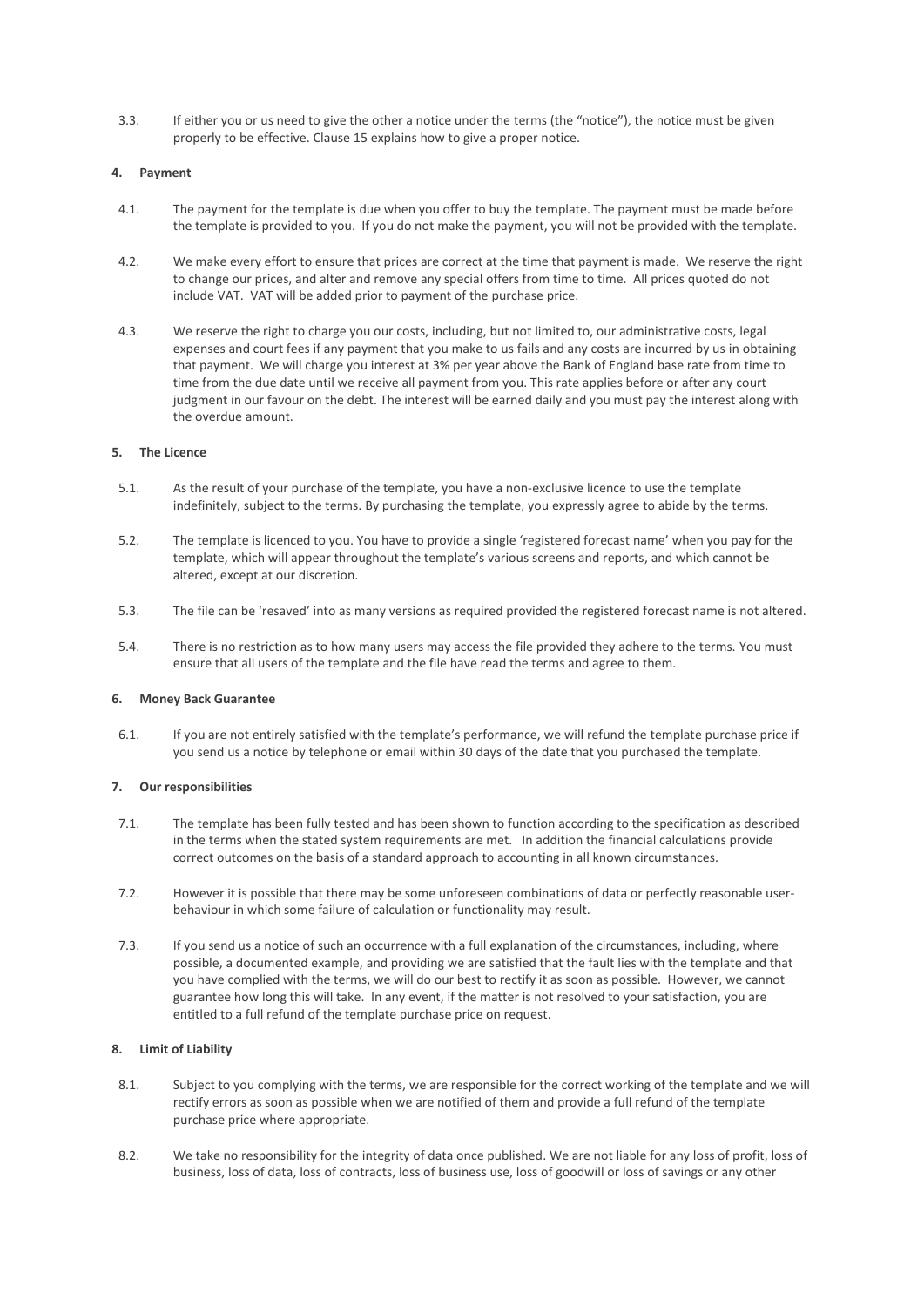3.3. If either you or us need to give the other a notice under the terms (the "notice"), the notice must be given properly to be effective. Clause 15 explains how to give a proper notice.

**4. Payment**

4.1. The payment for the template is due when you offer to buy the template. The payment must be made before the template is provided to you. If you do not make the payment, you will not be provided with the template.

4.2. We make every effort to ensure that prices are correct at the time that payment is made. We reserve the right to change our prices, and alter and remove any special offers from time to time. All prices quoted do not include VAT. VAT will be added prior to payment of the purchase price.

4.3. We reserve the right to charge you our costs, including, but not limited to, our administrative costs, legal expenses and court fees if any payment that you make to us fails and any costs are incurred by us in obtaining that payment. We will charge you interest at 3% per year above the Bank of England base rate from time to time from the due date until we receive all payment from you. This rate applies before or after any court judgment in our favour on the debt. The interest will be earned daily and you must pay the interest along with the overdue amount.

**5. The Licence**

5.1. As the result of your purchase of the template, you have a non-exclusive licence to use the template indefinitely, subject to the terms. By purchasing the template, you expressly agree to abide by the terms.

5.2. The template is licenced to you. You have to provide a single 'registered forecast name' when you pay for the template, which will appear throughout the template's various screens and reports, and which cannot be altered, except at our discretion.

5.3. The file can be 'resaved' into as many versions as required provided the registered forecast name is not altered.

5.4. There is no restriction as to how many users may access the file provided they adhere to the terms. You must ensure that all users of the template and the file have read the terms and agree to them.

**6. Money Back Guarantee**

6.1. If you are not entirely satisfied with the template's performance, we will refund the template purchase price if you send us a notice by telephone or email within 30 days of the date that you purchased the template.

**7. Our responsibilities**

7.1. The template has been fully tested and has been shown to function according to the specification as described in the terms when the stated system requirements are met. In addition the financial calculations provide correct outcomes on the basis of a standard approach to accounting in all known circumstances.

7.2. However it is possible that there may be some unforeseen combinations of data or perfectly reasonable user-behaviour in which some failure of calculation or functionality may result.

7.3. If you send us a notice of such an occurrence with a full explanation of the circumstances, including, where possible, a documented example, and providing we are satisfied that the fault lies with the template and that you have complied with the terms, we will do our best to rectify it as soon as possible. However, we cannot guarantee how long this will take. In any event, if the matter is not resolved to your satisfaction, you are entitled to a full refund of the template purchase price on request.

**8. Limit of Liability**

8.1. Subject to you complying with the terms, we are responsible for the correct working of the template and we will rectify errors as soon as possible when we are notified of them and provide a full refund of the template purchase price where appropriate.

8.2. We take no responsibility for the integrity of data once published. We are not liable for any loss of profit, loss of business, loss of data, loss of contracts, loss of business use, loss of goodwill or loss of savings or any other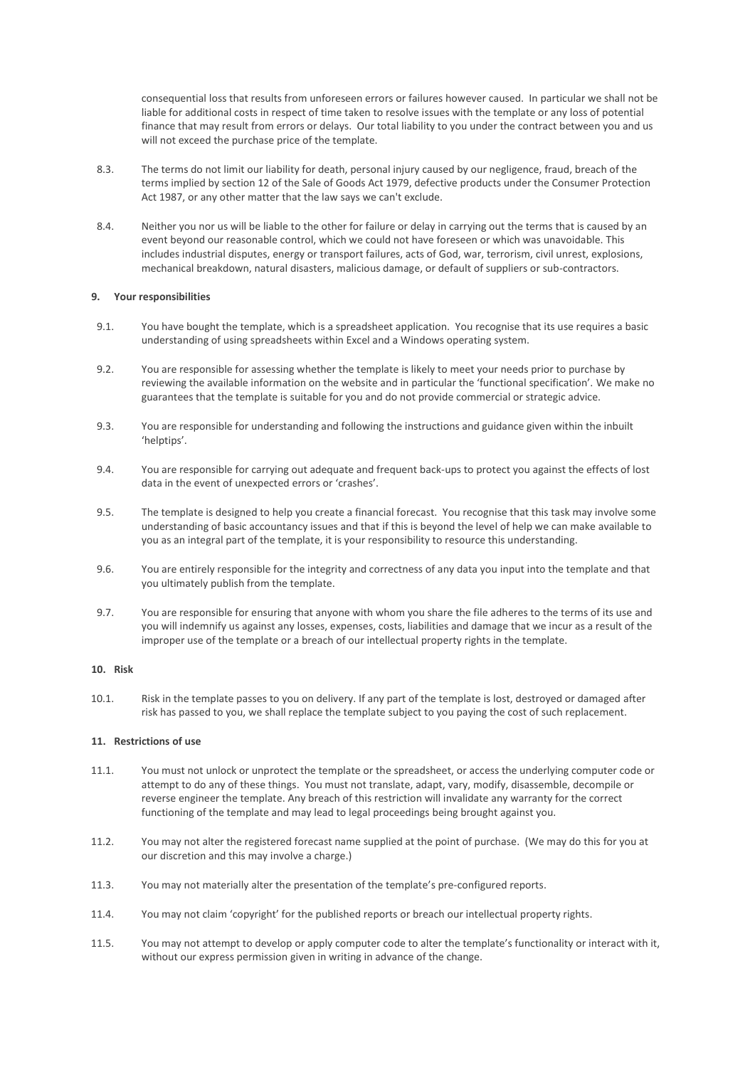consequential loss that results from unforeseen errors or failures however caused. In particular we shall not be liable for additional costs in respect of time taken to resolve issues with the template or any loss of potential finance that may result from errors or delays. Our total liability to you under the contract between you and us will not exceed the purchase price of the template.

8.3. The terms do not limit our liability for death, personal injury caused by our negligence, fraud, breach of the terms implied by section 12 of the Sale of Goods Act 1979, defective products under the Consumer Protection Act 1987, or any other matter that the law says we can't exclude.

8.4. Neither you nor us will be liable to the other for failure or delay in carrying out the terms that is caused by an event beyond our reasonable control, which we could not have foreseen or which was unavoidable. This includes industrial disputes, energy or transport failures, acts of God, war, terrorism, civil unrest, explosions, mechanical breakdown, natural disasters, malicious damage, or default of suppliers or sub-contractors.

**9. Your responsibilities**

9.1. You have bought the template, which is a spreadsheet application. You recognise that its use requires a basic understanding of using spreadsheets within Excel and a Windows operating system.

9.2. You are responsible for assessing whether the template is likely to meet your needs prior to purchase by reviewing the available information on the website and in particular the 'functional specification'. We make no guarantees that the template is suitable for you and do not provide commercial or strategic advice.

9.3. You are responsible for understanding and following the instructions and guidance given within the inbuilt 'helptips'.

9.4. You are responsible for carrying out adequate and frequent back-ups to protect you against the effects of lost data in the event of unexpected errors or 'crashes'.

9.5. The template is designed to help you create a financial forecast. You recognise that this task may involve some understanding of basic accountancy issues and that if this is beyond the level of help we can make available to you as an integral part of the template, it is your responsibility to resource this understanding.

9.6. You are entirely responsible for the integrity and correctness of any data you input into the template and that you ultimately publish from the template.

9.7. You are responsible for ensuring that anyone with whom you share the file adheres to the terms of its use and you will indemnify us against any losses, expenses, costs, liabilities and damage that we incur as a result of the improper use of the template or a breach of our intellectual property rights in the template.

**10. Risk**

10.1. Risk in the template passes to you on delivery. If any part of the template is lost, destroyed or damaged after risk has passed to you, we shall replace the template subject to you paying the cost of such replacement.

**11. Restrictions of use**

11.1. You must not unlock or unprotect the template or the spreadsheet, or access the underlying computer code or attempt to do any of these things. You must not translate, adapt, vary, modify, disassemble, decompile or reverse engineer the template. Any breach of this restriction will invalidate any warranty for the correct functioning of the template and may lead to legal proceedings being brought against you.

11.2. You may not alter the registered forecast name supplied at the point of purchase. (We may do this for you at our discretion and this may involve a charge.)

11.3. You may not materially alter the presentation of the template's pre-configured reports.

11.4. You may not claim 'copyright' for the published reports or breach our intellectual property rights.

11.5. You may not attempt to develop or apply computer code to alter the template's functionality or interact with it, without our express permission given in writing in advance of the change.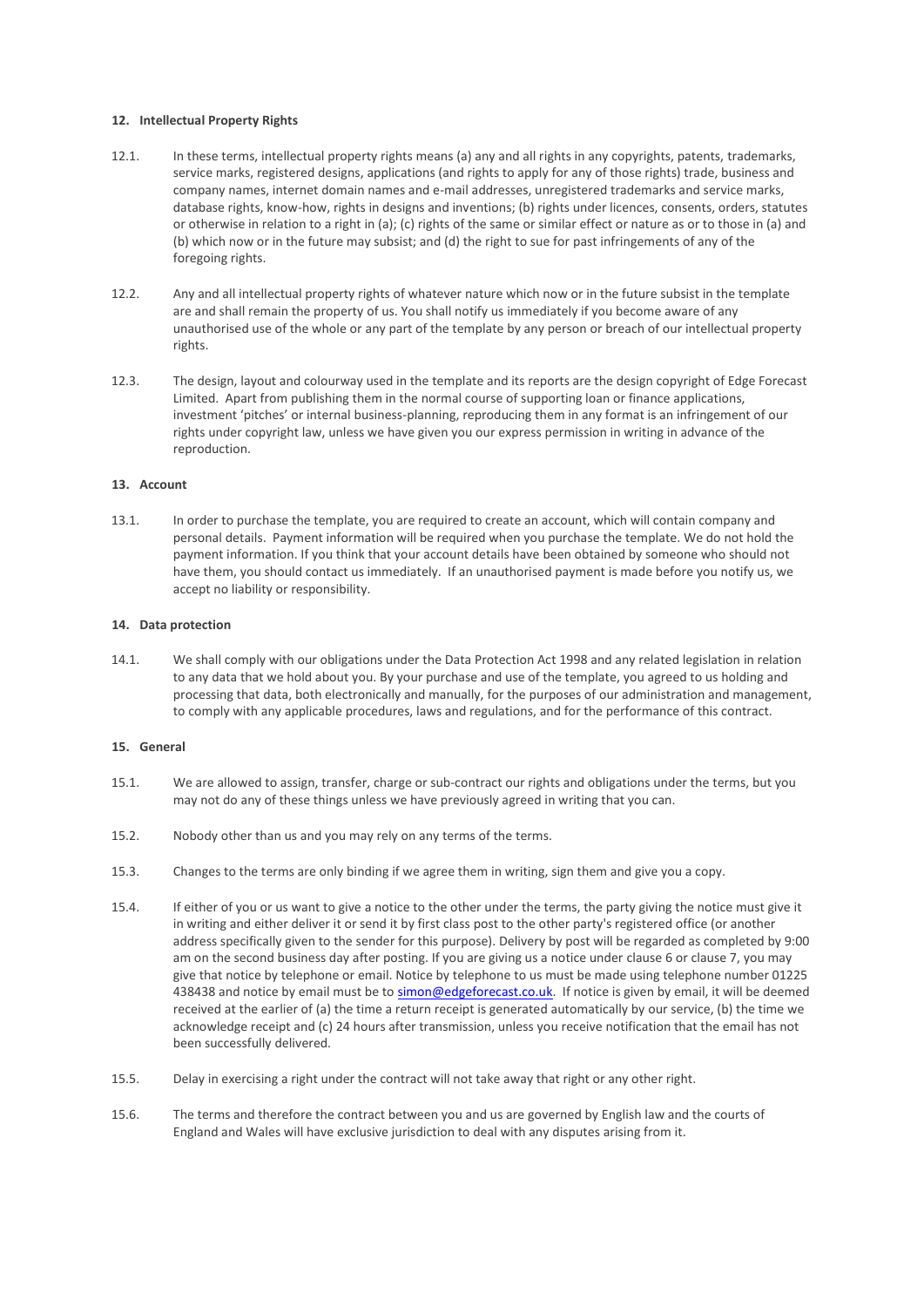## 12. Intellectual Property Rights

12.1. In these terms, intellectual property rights means (a) any and all rights in any copyrights, patents, trademarks, service marks, registered designs, applications (and rights to apply for any of those rights) trade, business and company names, internet domain names and e-mail addresses, unregistered trademarks and service marks, database rights, know-how, rights in designs and inventions; (b) rights under licences, consents, orders, statutes or otherwise in relation to a right in (a); (c) rights of the same or similar effect or nature as or to those in (a) and (b) which now or in the future may subsist; and (d) the right to sue for past infringements of any of the foregoing rights.

12.2. Any and all intellectual property rights of whatever nature which now or in the future subsist in the template are and shall remain the property of us. You shall notify us immediately if you become aware of any unauthorised use of the whole or any part of the template by any person or breach of our intellectual property rights.

12.3. The design, layout and colourway used in the template and its reports are the design copyright of Edge Forecast Limited. Apart from publishing them in the normal course of supporting loan or finance applications, investment 'pitches' or internal business-planning, reproducing them in any format is an infringement of our rights under copyright law, unless we have given you our express permission in writing in advance of the reproduction.

## 13. Account

13.1. In order to purchase the template, you are required to create an account, which will contain company and personal details. Payment information will be required when you purchase the template. We do not hold the payment information. If you think that your account details have been obtained by someone who should not have them, you should contact us immediately. If an unauthorised payment is made before you notify us, we accept no liability or responsibility.

## 14. Data protection

14.1. We shall comply with our obligations under the Data Protection Act 1998 and any related legislation in relation to any data that we hold about you. By your purchase and use of the template, you agreed to us holding and processing that data, both electronically and manually, for the purposes of our administration and management, to comply with any applicable procedures, laws and regulations, and for the performance of this contract.

## 15. General

15.1. We are allowed to assign, transfer, charge or sub-contract our rights and obligations under the terms, but you may not do any of these things unless we have previously agreed in writing that you can.

15.2. Nobody other than us and you may rely on any terms of the terms.

15.3. Changes to the terms are only binding if we agree them in writing, sign them and give you a copy.

15.4. If either of you or us want to give a notice to the other under the terms, the party giving the notice must give it in writing and either deliver it or send it by first class post to the other party's registered office (or another address specifically given to the sender for this purpose). Delivery by post will be regarded as completed by 9:00 am on the second business day after posting. If you are giving us a notice under clause 6 or clause 7, you may give that notice by telephone or email. Notice by telephone to us must be made using telephone number 01225 438438 and notice by email must be to simon@edgeforecast.co.uk. If notice is given by email, it will be deemed received at the earlier of (a) the time a return receipt is generated automatically by our service, (b) the time we acknowledge receipt and (c) 24 hours after transmission, unless you receive notification that the email has not been successfully delivered.

15.5. Delay in exercising a right under the contract will not take away that right or any other right.

15.6. The terms and therefore the contract between you and us are governed by English law and the courts of England and Wales will have exclusive jurisdiction to deal with any disputes arising from it.